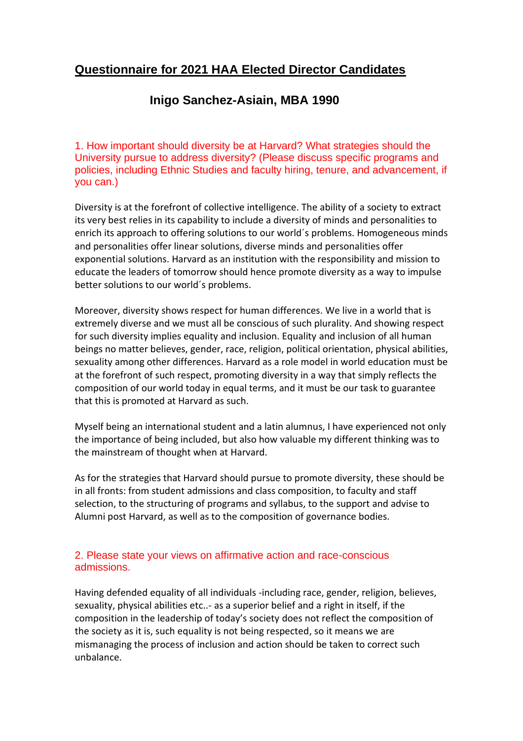# Questionnaire for 2021 HAA Elected Director Candidates

## Inigo Sanchez-Asiain, MBA 1990

### 1. How important should diversity be at Harvard? What strategies should the University pursue to address diversity? (Please discuss specific programs and policies, including Ethnic Studies and faculty hiring, tenure, and advancement, if you can.)

Diversity is at the forefront of collective intelligence. The ability of a society to extract its very best relies in its capability to include a diversity of minds and personalities to enrich its approach to offering solutions to our world´s problems. Homogeneous minds and personalities offer linear solutions, diverse minds and personalities offer exponential solutions. Harvard as an institution with the responsibility and mission to educate the leaders of tomorrow should hence promote diversity as a way to impulse better solutions to our world´s problems.

Moreover, diversity shows respect for human differences. We live in a world that is extremely diverse and we must all be conscious of such plurality. And showing respect for such diversity implies equality and inclusion. Equality and inclusion of all human beings no matter believes, gender, race, religion, political orientation, physical abilities, sexuality among other differences. Harvard as a role model in world education must be at the forefront of such respect, promoting diversity in a way that simply reflects the composition of our world today in equal terms, and it must be our task to guarantee that this is promoted at Harvard as such.

Myself being an international student and a latin alumnus, I have experienced not only the importance of being included, but also how valuable my different thinking was to the mainstream of thought when at Harvard.

As for the strategies that Harvard should pursue to promote diversity, these should be in all fronts: from student admissions and class composition, to faculty and staff selection, to the structuring of programs and syllabus, to the support and advise to Alumni post Harvard, as well as to the composition of governance bodies.

### 2. Please state your views on affirmative action and race-conscious admissions.

Having defended equality of all individuals -including race, gender, religion, believes, sexuality, physical abilities etc..- as a superior belief and a right in itself, if the composition in the leadership of today's society does not reflect the composition of the society as it is, such equality is not being respected, so it means we are mismanaging the process of inclusion and action should be taken to correct such unbalance.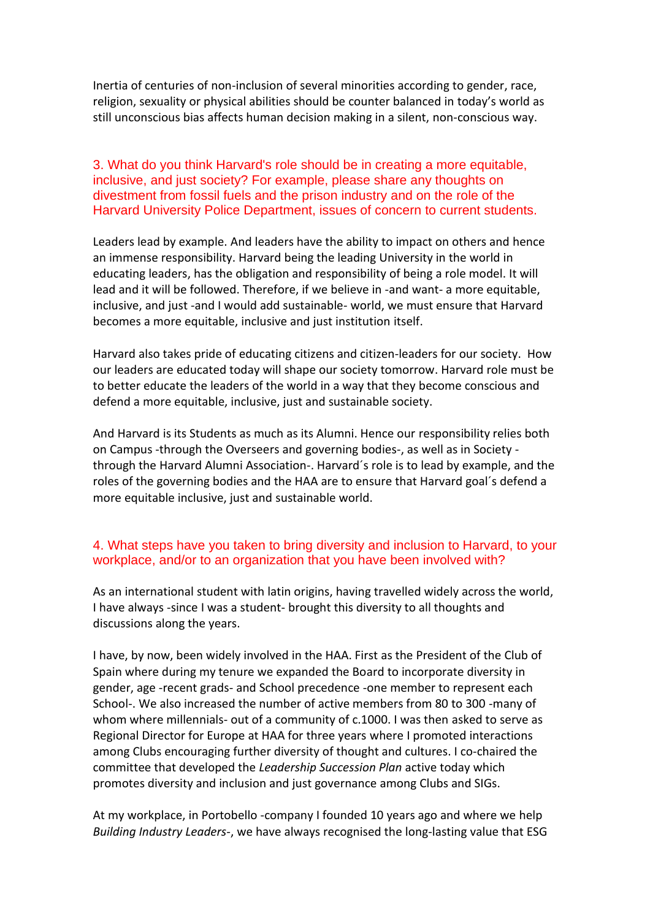Inertia of centuries of non-inclusion of several minorities according to gender, race, religion, sexuality or physical abilities should be counter balanced in today's world as still unconscious bias affects human decision making in a silent, non-conscious way.

## 3. What do you think Harvard's role should be in creating a more equitable, inclusive, and just society? For example, please share any thoughts on divestment from fossil fuels and the prison industry and on the role of the Harvard University Police Department, issues of concern to current students.

Leaders lead by example. And leaders have the ability to impact on others and hence an immense responsibility. Harvard being the leading University in the world in educating leaders, has the obligation and responsibility of being a role model. It will lead and it will be followed. Therefore, if we believe in -and want- a more equitable, inclusive, and just -and I would add sustainable- world, we must ensure that Harvard becomes a more equitable, inclusive and just institution itself.

Harvard also takes pride of educating citizens and citizen-leaders for our society. How our leaders are educated today will shape our society tomorrow. Harvard role must be to better educate the leaders of the world in a way that they become conscious and defend a more equitable, inclusive, just and sustainable society.

And Harvard is its Students as much as its Alumni. Hence our responsibility relies both on Campus -through the Overseers and governing bodies-, as well as in Society -through the Harvard Alumni Association-. Harvard´s role is to lead by example, and the roles of the governing bodies and the HAA are to ensure that Harvard goal´s defend a more equitable inclusive, just and sustainable world.

## 4. What steps have you taken to bring diversity and inclusion to Harvard, to your workplace, and/or to an organization that you have been involved with?

As an international student with latin origins, having travelled widely across the world, I have always -since I was a student- brought this diversity to all thoughts and discussions along the years.

I have, by now, been widely involved in the HAA. First as the President of the Club of Spain where during my tenure we expanded the Board to incorporate diversity in gender, age -recent grads- and School precedence -one member to represent each School-. We also increased the number of active members from 80 to 300 -many of whom where millennials- out of a community of c.1000. I was then asked to serve as Regional Director for Europe at HAA for three years where I promoted interactions among Clubs encouraging further diversity of thought and cultures. I co-chaired the committee that developed the *Leadership Succession Plan* active today which promotes diversity and inclusion and just governance among Clubs and SIGs.

At my workplace, in Portobello -company I founded 10 years ago and where we help *Building Industry Leaders*-, we have always recognised the long-lasting value that ESG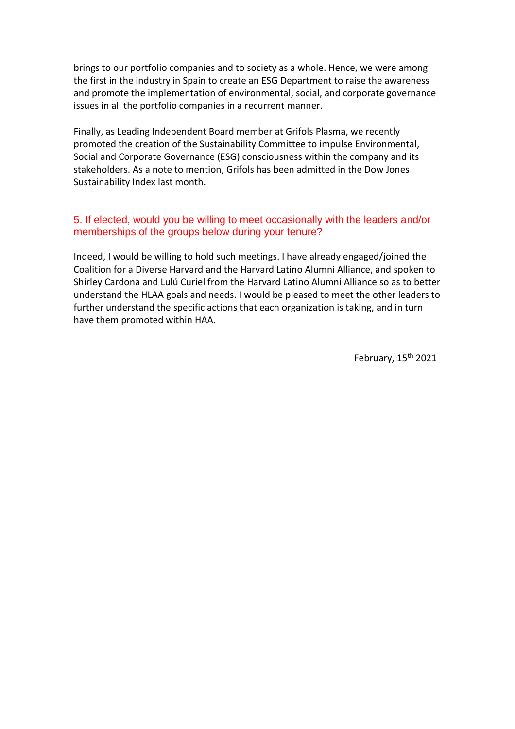brings to our portfolio companies and to society as a whole. Hence, we were among the first in the industry in Spain to create an ESG Department to raise the awareness and promote the implementation of environmental, social, and corporate governance issues in all the portfolio companies in a recurrent manner.

Finally, as Leading Independent Board member at Grifols Plasma, we recently promoted the creation of the Sustainability Committee to impulse Environmental, Social and Corporate Governance (ESG) consciousness within the company and its stakeholders. As a note to mention, Grifols has been admitted in the Dow Jones Sustainability Index last month.

## 5. If elected, would you be willing to meet occasionally with the leaders and/or memberships of the groups below during your tenure?

Indeed, I would be willing to hold such meetings. I have already engaged/joined the Coalition for a Diverse Harvard and the Harvard Latino Alumni Alliance, and spoken to Shirley Cardona and Lulú Curiel from the Harvard Latino Alumni Alliance so as to better understand the HLAA goals and needs. I would be pleased to meet the other leaders to further understand the specific actions that each organization is taking, and in turn have them promoted within HAA.

February, 15th 2021